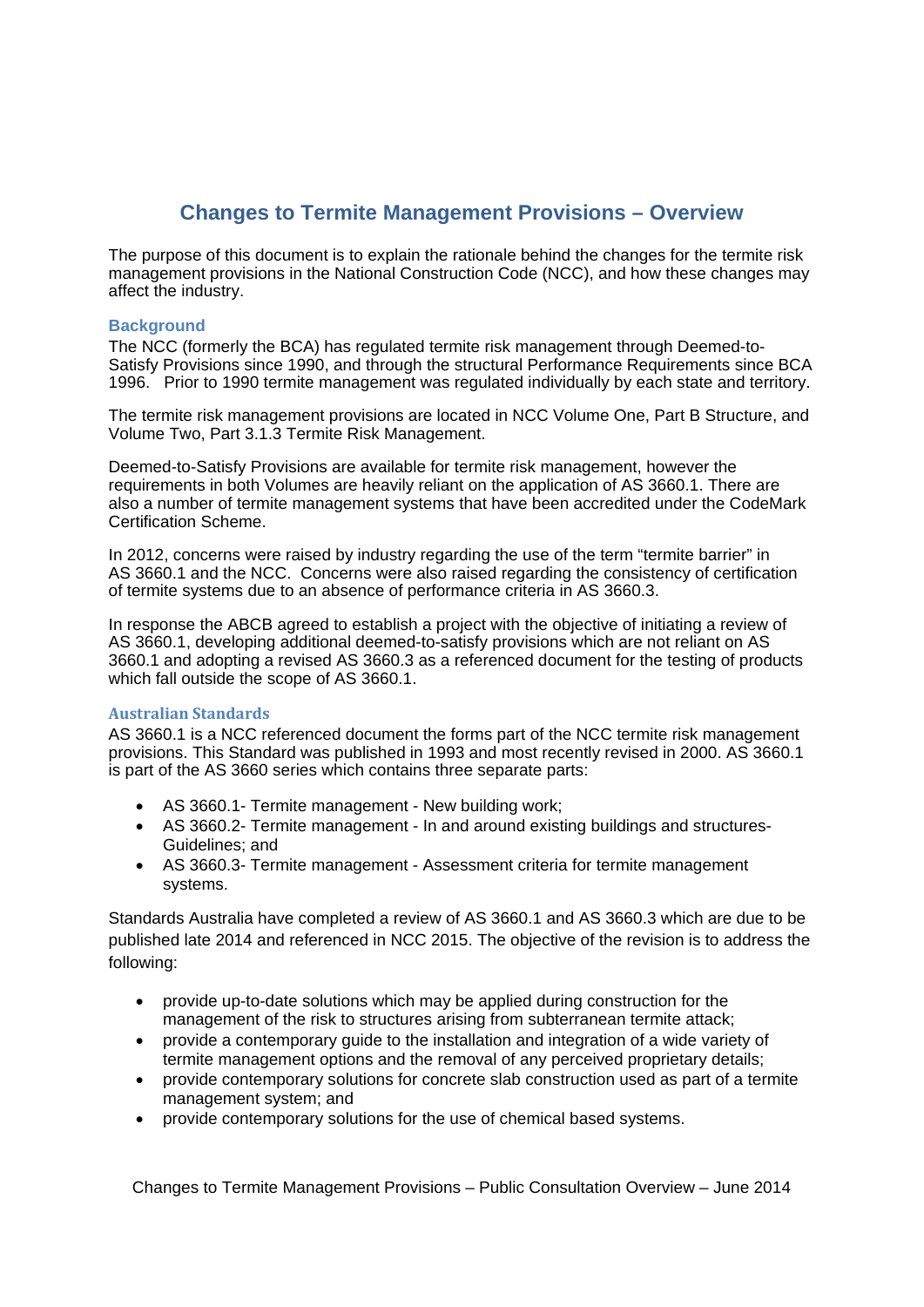# Changes to Termite Management Provisions – Overview

The purpose of this document is to explain the rationale behind the changes for the termite risk management provisions in the National Construction Code (NCC), and how these changes may affect the industry.

## Background

The NCC (formerly the BCA) has regulated termite risk management through Deemed-to-Satisfy Provisions since 1990, and through the structural Performance Requirements since BCA 1996. Prior to 1990 termite management was regulated individually by each state and territory.

The termite risk management provisions are located in NCC Volume One, Part B Structure, and Volume Two, Part 3.1.3 Termite Risk Management.

Deemed-to-Satisfy Provisions are available for termite risk management, however the requirements in both Volumes are heavily reliant on the application of AS 3660.1. There are also a number of termite management systems that have been accredited under the CodeMark Certification Scheme.

In 2012, concerns were raised by industry regarding the use of the term "termite barrier" in AS 3660.1 and the NCC. Concerns were also raised regarding the consistency of certification of termite systems due to an absence of performance criteria in AS 3660.3.

In response the ABCB agreed to establish a project with the objective of initiating a review of AS 3660.1, developing additional deemed-to-satisfy provisions which are not reliant on AS 3660.1 and adopting a revised AS 3660.3 as a referenced document for the testing of products which fall outside the scope of AS 3660.1.

## Australian Standards

AS 3660.1 is a NCC referenced document the forms part of the NCC termite risk management provisions. This Standard was published in 1993 and most recently revised in 2000. AS 3660.1 is part of the AS 3660 series which contains three separate parts:

- AS 3660.1- Termite management - New building work;
- AS 3660.2- Termite management - In and around existing buildings and structures- Guidelines; and
- AS 3660.3- Termite management - Assessment criteria for termite management systems.

Standards Australia have completed a review of AS 3660.1 and AS 3660.3 which are due to be published late 2014 and referenced in NCC 2015. The objective of the revision is to address the following:

- provide up-to-date solutions which may be applied during construction for the management of the risk to structures arising from subterranean termite attack;
- provide a contemporary guide to the installation and integration of a wide variety of termite management options and the removal of any perceived proprietary details;
- provide contemporary solutions for concrete slab construction used as part of a termite management system; and
- provide contemporary solutions for the use of chemical based systems.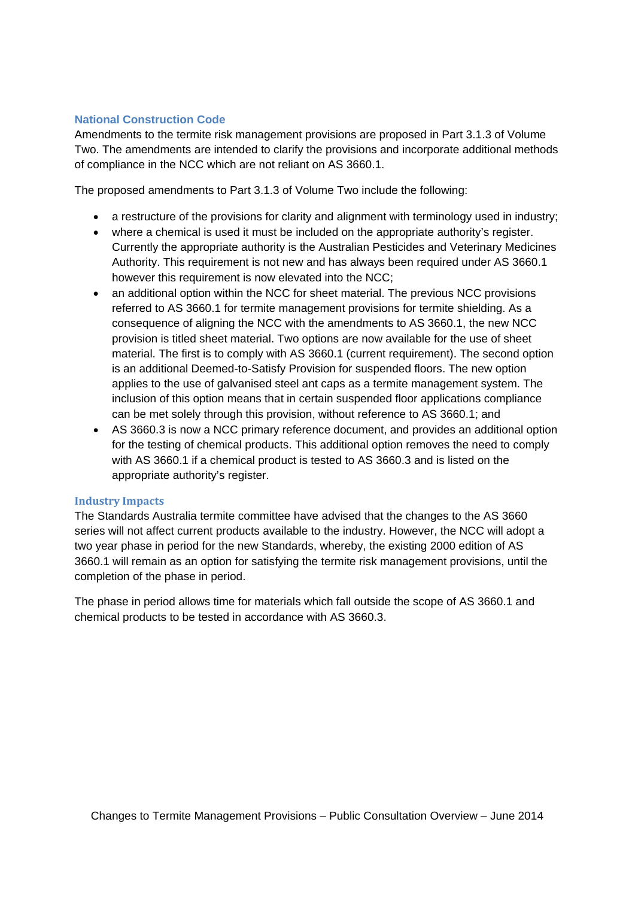## National Construction Code

Amendments to the termite risk management provisions are proposed in Part 3.1.3 of Volume Two. The amendments are intended to clarify the provisions and incorporate additional methods of compliance in the NCC which are not reliant on AS 3660.1.

The proposed amendments to Part 3.1.3 of Volume Two include the following:

- a restructure of the provisions for clarity and alignment with terminology used in industry;
- where a chemical is used it must be included on the appropriate authority's register. Currently the appropriate authority is the Australian Pesticides and Veterinary Medicines Authority. This requirement is not new and has always been required under AS 3660.1 however this requirement is now elevated into the NCC;
- an additional option within the NCC for sheet material. The previous NCC provisions referred to AS 3660.1 for termite management provisions for termite shielding. As a consequence of aligning the NCC with the amendments to AS 3660.1, the new NCC provision is titled sheet material. Two options are now available for the use of sheet material. The first is to comply with AS 3660.1 (current requirement). The second option is an additional Deemed-to-Satisfy Provision for suspended floors. The new option applies to the use of galvanised steel ant caps as a termite management system. The inclusion of this option means that in certain suspended floor applications compliance can be met solely through this provision, without reference to AS 3660.1; and
- AS 3660.3 is now a NCC primary reference document, and provides an additional option for the testing of chemical products. This additional option removes the need to comply with AS 3660.1 if a chemical product is tested to AS 3660.3 and is listed on the appropriate authority's register.

## Industry Impacts

The Standards Australia termite committee have advised that the changes to the AS 3660 series will not affect current products available to the industry. However, the NCC will adopt a two year phase in period for the new Standards, whereby, the existing 2000 edition of AS 3660.1 will remain as an option for satisfying the termite risk management provisions, until the completion of the phase in period.

The phase in period allows time for materials which fall outside the scope of AS 3660.1 and chemical products to be tested in accordance with AS 3660.3.